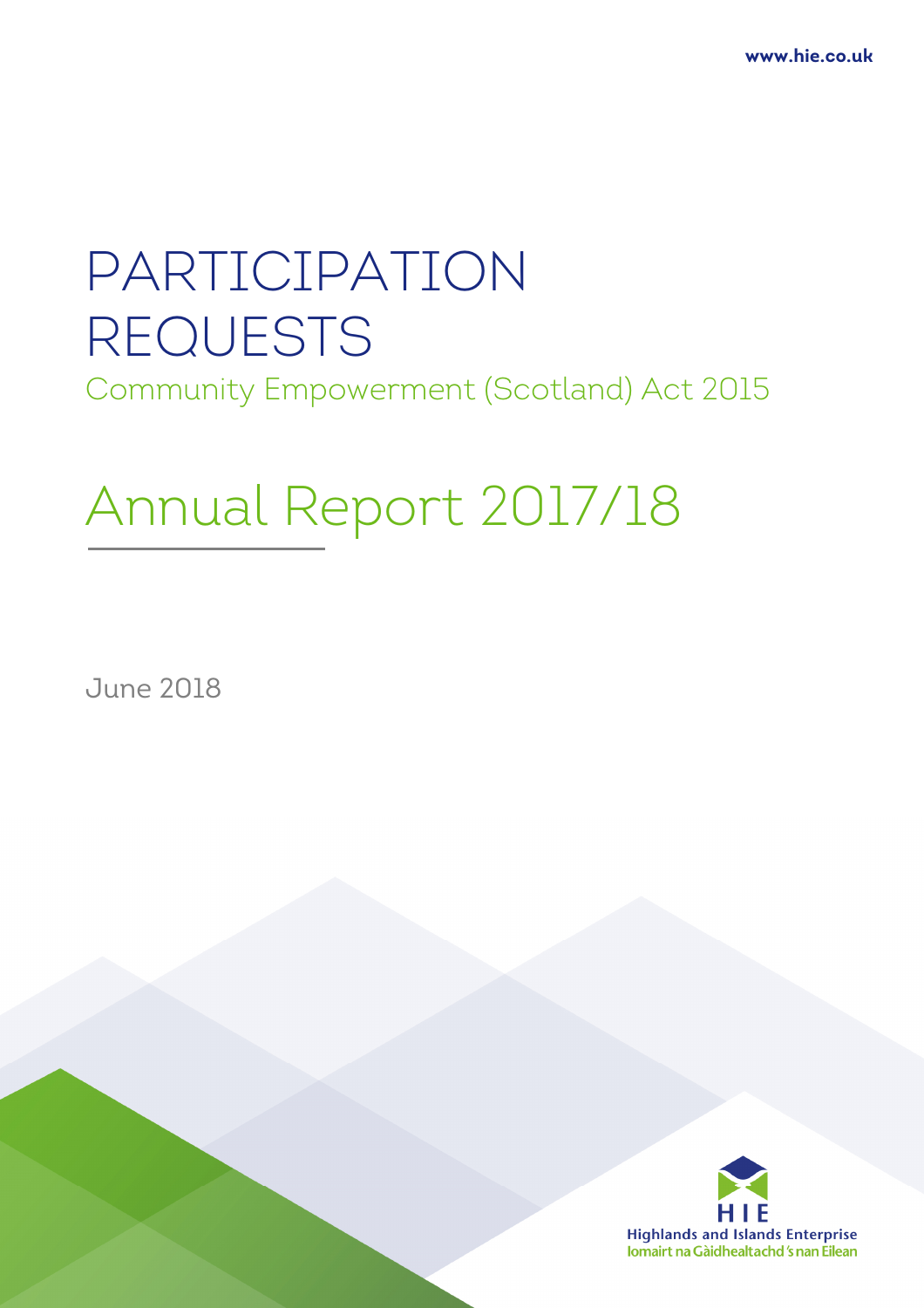www.hie.co.uk

# PARTICIPATION REQUESTS

## Community Empowerment (Scotland) Act 2015

# Annual Report 2017/18

June 2018

HIE
Highlands and Islands Enterprise
Iomairt na Gàidhealtachd 's nan Eilean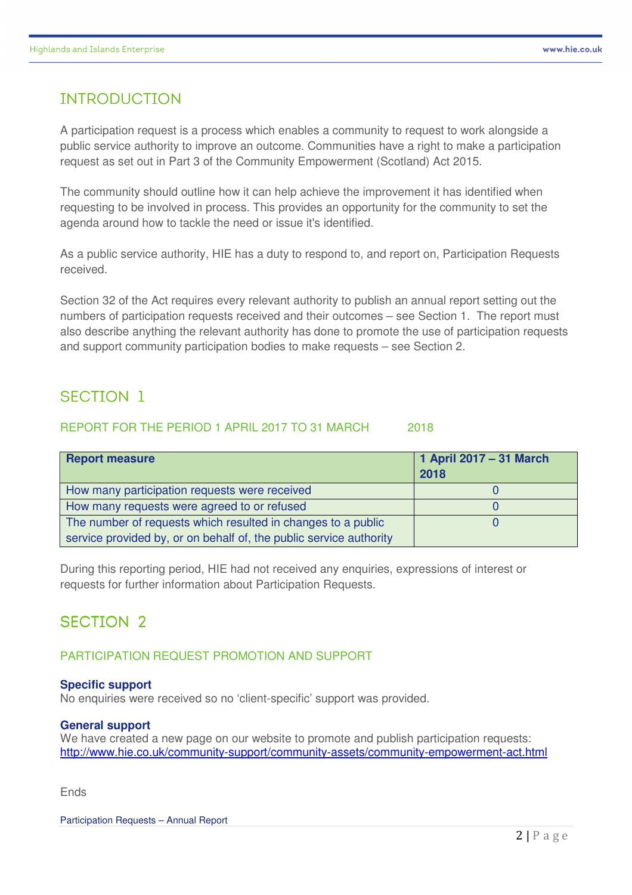## INTRODUCTION

A participation request is a process which enables a community to request to work alongside a public service authority to improve an outcome. Communities have a right to make a participation request as set out in Part 3 of the Community Empowerment (Scotland) Act 2015.

The community should outline how it can help achieve the improvement it has identified when requesting to be involved in process. This provides an opportunity for the community to set the agenda around how to tackle the need or issue it's identified.

As a public service authority, HIE has a duty to respond to, and report on, Participation Requests received.

Section 32 of the Act requires every relevant authority to publish an annual report setting out the numbers of participation requests received and their outcomes – see Section 1. The report must also describe anything the relevant authority has done to promote the use of participation requests and support community participation bodies to make requests – see Section 2.

## SECTION 1

### REPORT FOR THE PERIOD 1 APRIL 2017 TO 31 MARCH 2018

| Report measure | 1 April 2017 – 31 March 2018 |
|---|---|
| How many participation requests were received | 0 |
| How many requests were agreed to or refused | 0 |
| The number of requests which resulted in changes to a public service provided by, or on behalf of, the public service authority | 0 |

During this reporting period, HIE had not received any enquiries, expressions of interest or requests for further information about Participation Requests.

## SECTION 2

### PARTICIPATION REQUEST PROMOTION AND SUPPORT

**Specific support**
No enquiries were received so no 'client-specific' support was provided.

**General support**
We have created a new page on our website to promote and publish participation requests:
http://www.hie.co.uk/community-support/community-assets/community-empowerment-act.html

Ends

Participation Requests – Annual Report